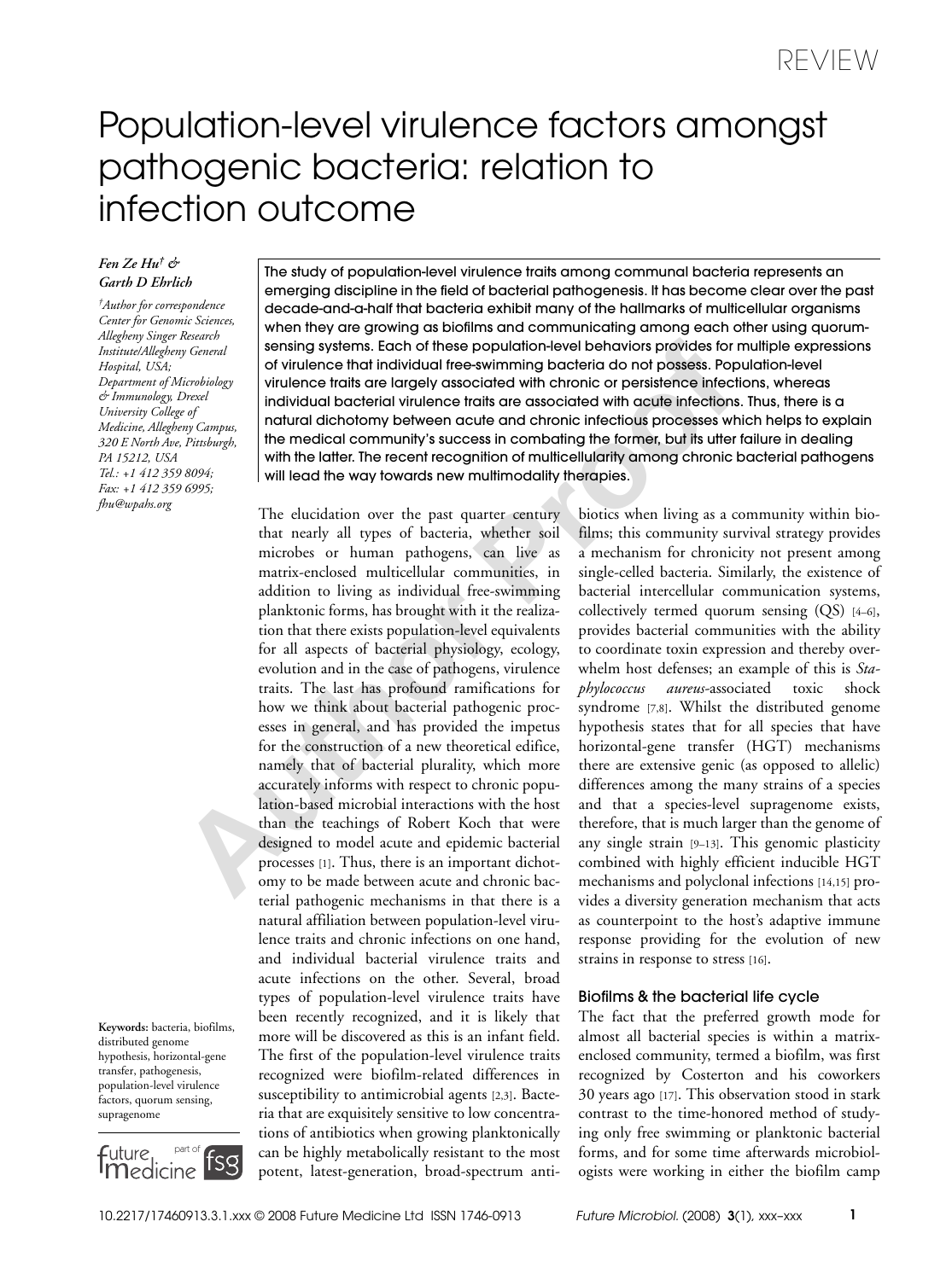REVIEW

# Population-level virulence factors amongst pathogenic bacteria: relation to infection outcome

*Fen Ze Hu[†] & Garth D Ehrlich*

*[†]Author for correspondence Center for Genomic Sciences, Allegheny Singer Research Institute/Allegheny General Hospital, USA; Department of Microbiology & Immunology, Drexel University College of Medicine, Allegheny Campus, 320 E North Ave, Pittsburgh, PA 15212, USA Tel.: +1 412 359 8094; Fax: +1 412 359 6995; fhu@wpahs.org*

**The study of population-level virulence traits among communal bacteria represents an emerging discipline in the field of bacterial pathogenesis. It has become clear over the past decade-and-a-half that bacteria exhibit many of the hallmarks of multicellular organisms when they are growing as biofilms and communicating among each other using quorum-sensing systems. Each of these population-level behaviors provides for multiple expressions of virulence that individual free-swimming bacteria do not possess. Population-level virulence traits are largely associated with chronic or persistence infections, whereas individual bacterial virulence traits are associated with acute infections. Thus, there is a natural dichotomy between acute and chronic infectious processes which helps to explain the medical community's success in combating the former, but its utter failure in dealing with the latter. The recent recognition of multicellularity among chronic bacterial pathogens will lead the way towards new multimodality therapies.**

**Keywords:** bacteria, biofilms, distributed genome hypothesis, horizontal-gene transfer, pathogenesis, population-level virulence factors, quorum sensing, supragenome

The elucidation over the past quarter century that nearly all types of bacteria, whether soil microbes or human pathogens, can live as matrix-enclosed multicellular communities, in addition to living as individual free-swimming planktonic forms, has brought with it the realization that there exists population-level equivalents for all aspects of bacterial physiology, ecology, evolution and in the case of pathogens, virulence traits. The last has profound ramifications for how we think about bacterial pathogenic processes in general, and has provided the impetus for the construction of a new theoretical edifice, namely that of bacterial plurality, which more accurately informs with respect to chronic population-based microbial interactions with the host than the teachings of Robert Koch that were designed to model acute and epidemic bacterial processes [1]. Thus, there is an important dichotomy to be made between acute and chronic bacterial pathogenic mechanisms in that there is a natural affiliation between population-level virulence traits and chronic infections on one hand, and individual bacterial virulence traits and acute infections on the other. Several, broad types of population-level virulence traits have been recently recognized, and it is likely that more will be discovered as this is an infant field. The first of the population-level virulence traits recognized were biofilm-related differences in susceptibility to antimicrobial agents [2,3]. Bacteria that are exquisitely sensitive to low concentrations of antibiotics when growing planktonically can be highly metabolically resistant to the most potent, latest-generation, broad-spectrum antibiotics when living as a community within biofilms; this community survival strategy provides a mechanism for chronicity not present among single-celled bacteria. Similarly, the existence of bacterial intercellular communication systems, collectively termed quorum sensing (QS) [4–6], provides bacterial communities with the ability to coordinate toxin expression and thereby overwhelm host defenses; an example of this is *Staphylococcus aureus*-associated toxic shock syndrome [7,8]. Whilst the distributed genome hypothesis states that for all species that have horizontal-gene transfer (HGT) mechanisms there are extensive genic (as opposed to allelic) differences among the many strains of a species and that a species-level supragenome exists, therefore, that is much larger than the genome of any single strain [9–13]. This genomic plasticity combined with highly efficient inducible HGT mechanisms and polyclonal infections [14,15] provides a diversity generation mechanism that acts as counterpoint to the host's adaptive immune response providing for the evolution of new strains in response to stress [16].

## Biofilms & the bacterial life cycle

The fact that the preferred growth mode for almost all bacterial species is within a matrix-enclosed community, termed a biofilm, was first recognized by Costerton and his coworkers 30 years ago [17]. This observation stood in stark contrast to the time-honored method of studying only free swimming or planktonic bacterial forms, and for some time afterwards microbiologists were working in either the biofilm camp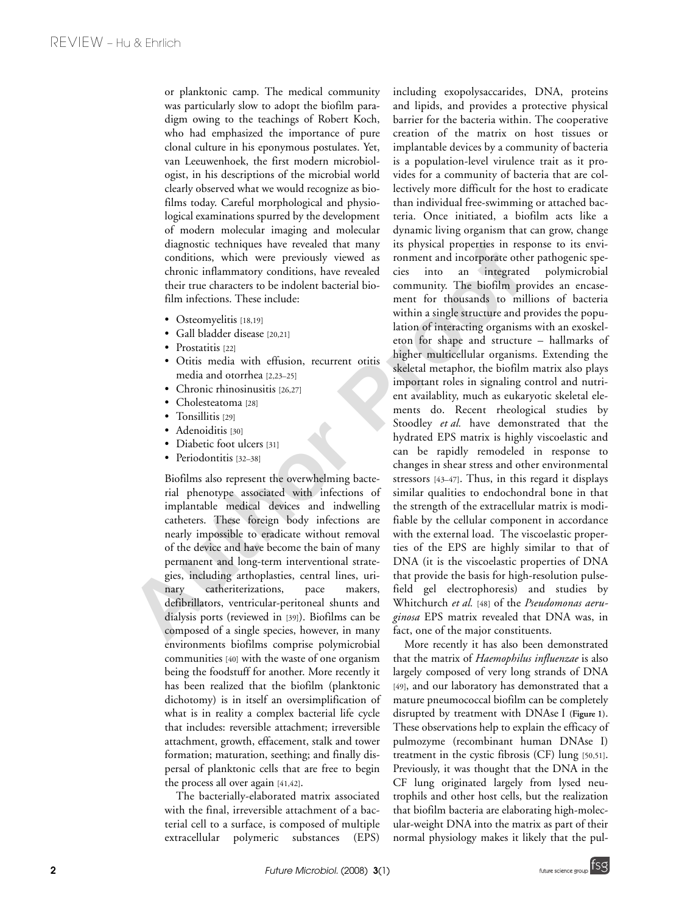or planktonic camp. The medical community was particularly slow to adopt the biofilm paradigm owing to the teachings of Robert Koch, who had emphasized the importance of pure clonal culture in his eponymous postulates. Yet, van Leeuwenhoek, the first modern microbiologist, in his descriptions of the microbial world clearly observed what we would recognize as biofilms today. Careful morphological and physiological examinations spurred by the development of modern molecular imaging and molecular diagnostic techniques have revealed that many conditions, which were previously viewed as chronic inflammatory conditions, have revealed their true characters to be indolent bacterial biofilm infections. These include:

- Osteomyelitis [18,19]
- Gall bladder disease [20,21]
- Prostatitis [22]
- Otitis media with effusion, recurrent otitis media and otorrhea [2,23–25]
- Chronic rhinosinusitis [26,27]
- Cholesteatoma [28]
- Tonsillitis [29]
- Adenoiditis [30]
- Diabetic foot ulcers [31]
- Periodontitis [32–38]

Biofilms also represent the overwhelming bacterial phenotype associated with infections of implantable medical devices and indwelling catheters. These foreign body infections are nearly impossible to eradicate without removal of the device and have become the bain of many permanent and long-term interventional strategies, including arthoplasties, central lines, urinary catheritizations, pace makers, defibrillators, ventricular-peritoneal shunts and dialysis ports (reviewed in [39]). Biofilms can be composed of a single species, however, in many environments biofilms comprise polymicrobial communities [40] with the waste of one organism being the foodstuff for another. More recently it has been realized that the biofilm (planktonic dichotomy) is in itself an oversimplification of what is in reality a complex bacterial life cycle that includes: reversible attachment; irreversible attachment, growth, effacement, stalk and tower formation; maturation, seething; and finally dispersal of planktonic cells that are free to begin the process all over again [41,42].

The bacterially-elaborated matrix associated with the final, irreversible attachment of a bacterial cell to a surface, is composed of multiple extracellular polymeric substances (EPS) including exopolysaccarides, DNA, proteins and lipids, and provides a protective physical barrier for the bacteria within. The cooperative creation of the matrix on host tissues or implantable devices by a community of bacteria is a population-level virulence trait as it provides for a community of bacteria that are collectively more difficult for the host to eradicate than individual free-swimming or attached bacteria. Once initiated, a biofilm acts like a dynamic living organism that can grow, change its physical properties in response to its environment and incorporate other pathogenic species into an integrated polymicrobial community. The biofilm provides an encasement for thousands to millions of bacteria within a single structure and provides the population of interacting organisms with an exoskeleton for shape and structure – hallmarks of higher multicellular organisms. Extending the skeletal metaphor, the biofilm matrix also plays important roles in signaling control and nutrient availablity, much as eukaryotic skeletal elements do. Recent rheological studies by Stoodley *et al.* have demonstrated that the hydrated EPS matrix is highly viscoelastic and can be rapidly remodeled in response to changes in shear stress and other environmental stressors [43–47]. Thus, in this regard it displays similar qualities to endochondral bone in that the strength of the extracellular matrix is modifiable by the cellular component in accordance with the external load. The viscoelastic properties of the EPS are highly similar to that of DNA (it is the viscoelastic properties of DNA that provide the basis for high-resolution pulse-field gel electrophoresis) and studies by Whitchurch *et al.* [48] of the *Pseudomonas aeruginosa* EPS matrix revealed that DNA was, in fact, one of the major constituents.

More recently it has also been demonstrated that the matrix of *Haemophilus influenzae* is also largely composed of very long strands of DNA [49], and our laboratory has demonstrated that a mature pneumococcal biofilm can be completely disrupted by treatment with DNAse I (**Figure 1**). These observations help to explain the efficacy of pulmozyme (recombinant human DNAse I) treatment in the cystic fibrosis (CF) lung [50,51]. Previously, it was thought that the DNA in the CF lung originated largely from lysed neutrophils and other host cells, but the realization that biofilm bacteria are elaborating high-molecular-weight DNA into the matrix as part of their normal physiology makes it likely that the pul-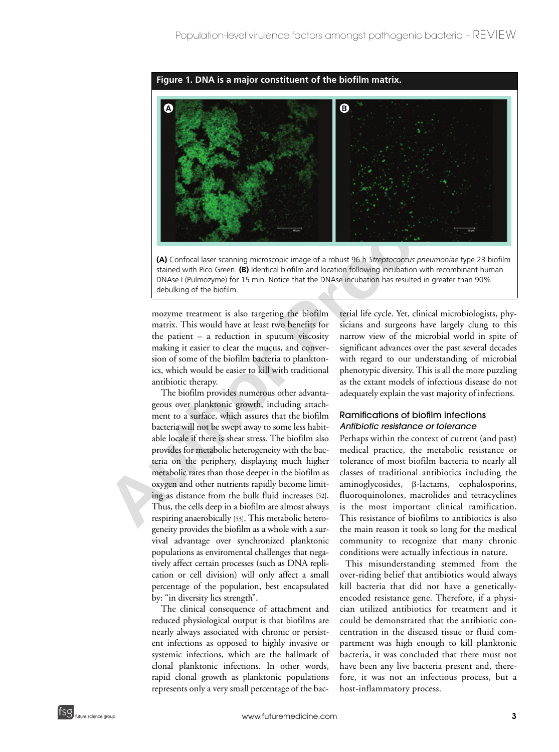**Figure 1. DNA is a major constituent of the biofilm matrix.**

A B

**(A)** Confocal laser scanning microscopic image of a robust 96 h *Streptococcus pneumoniae* type 23 biofilm stained with Pico Green. **(B)** Identical biofilm and location following incubation with recombinant human DNAse I (Pulmozyme) for 15 min. Notice that the DNAse incubation has resulted in greater than 90% debulking of the biofilm.

mozyme treatment is also targeting the biofilm matrix. This would have at least two benefits for the patient – a reduction in sputum viscosity making it easier to clear the mucus, and conversion of some of the biofilm bacteria to planktonics, which would be easier to kill with traditional antibiotic therapy.

The biofilm provides numerous other advantageous over planktonic growth, including attachment to a surface, which assures that the biofilm bacteria will not be swept away to some less habitable locale if there is shear stress. The biofilm also provides for metabolic heterogeneity with the bacteria on the periphery, displaying much higher metabolic rates than those deeper in the biofilm as oxygen and other nutrients rapidly become limiting as distance from the bulk fluid increases [52]. Thus, the cells deep in a biofilm are almost always respiring anaerobically [53]. This metabolic heterogeneity provides the biofilm as a whole with a survival advantage over synchronized planktonic populations as enviromental challenges that negatively affect certain processes (such as DNA replication or cell division) will only affect a small percentage of the population, best encapsulated by: "in diversity lies strength".

The clinical consequence of attachment and reduced physiological output is that biofilms are nearly always associated with chronic or persistent infections as opposed to highly invasive or systemic infections, which are the hallmark of clonal planktonic infections. In other words, rapid clonal growth as planktonic populations represents only a very small percentage of the bacterial life cycle. Yet, clinical microbiologists, physicians and surgeons have largely clung to this narrow view of the microbial world in spite of significant advances over the past several decades with regard to our understanding of microbial phenotypic diversity. This is all the more puzzling as the extant models of infectious disease do not adequately explain the vast majority of infections.

## Ramifications of biofilm infections

### *Antibiotic resistance or tolerance*

Perhaps within the context of current (and past) medical practice, the metabolic resistance or tolerance of most biofilm bacteria to nearly all classes of traditional antibiotics including the aminoglycosides, β-lactams, cephalosporins, fluoroquinolones, macrolides and tetracyclines is the most important clinical ramification. This resistance of biofilms to antibiotics is also the main reason it took so long for the medical community to recognize that many chronic conditions were actually infectious in nature.

This misunderstanding stemmed from the over-riding belief that antibiotics would always kill bacteria that did not have a genetically-encoded resistance gene. Therefore, if a physician utilized antibiotics for treatment and it could be demonstrated that the antibiotic concentration in the diseased tissue or fluid compartment was high enough to kill planktonic bacteria, it was concluded that there must not have been any live bacteria present and, therefore, it was not an infectious process, but a host-inflammatory process.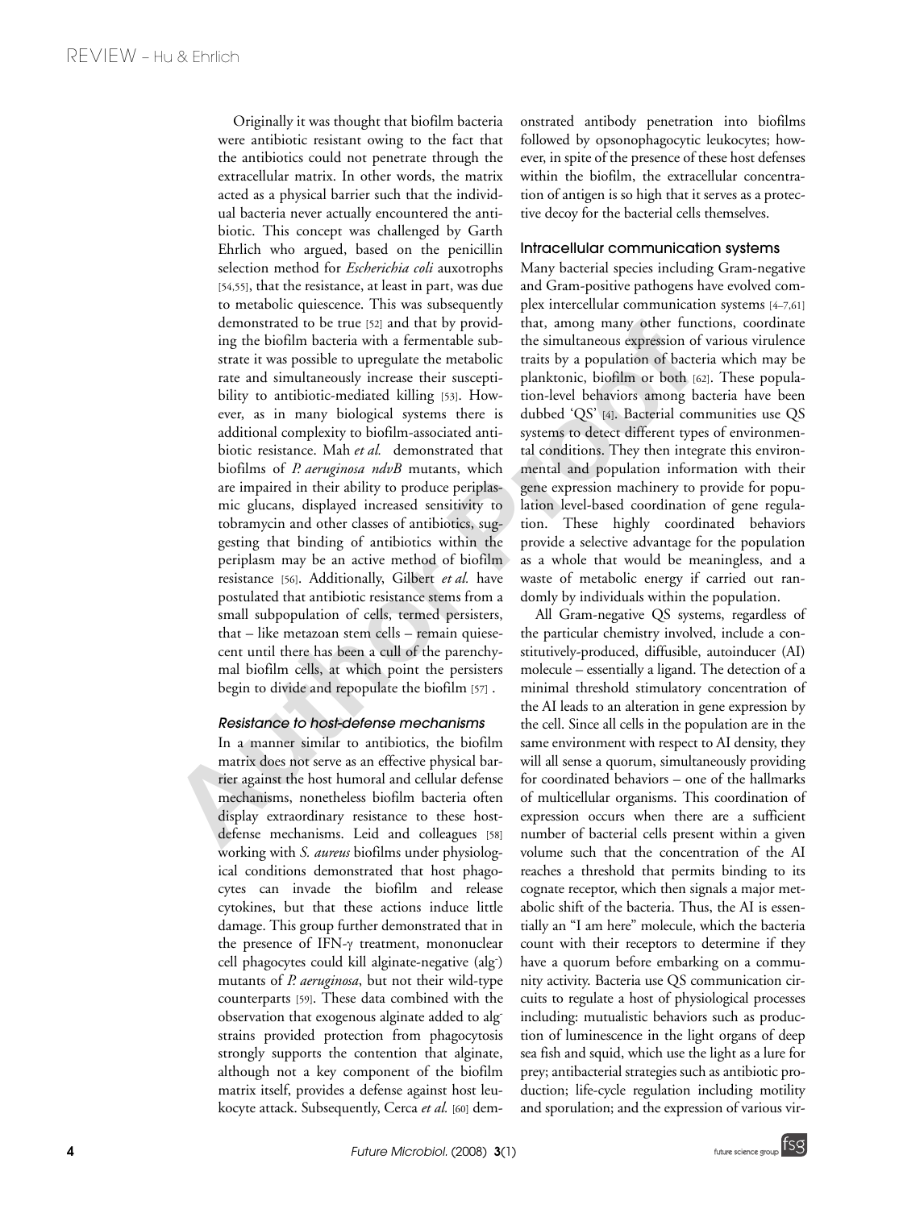Originally it was thought that biofilm bacteria were antibiotic resistant owing to the fact that the antibiotics could not penetrate through the extracellular matrix. In other words, the matrix acted as a physical barrier such that the individual bacteria never actually encountered the antibiotic. This concept was challenged by Garth Ehrlich who argued, based on the penicillin selection method for *Escherichia coli* auxotrophs [54,55], that the resistance, at least in part, was due to metabolic quiescence. This was subsequently demonstrated to be true [52] and that by providing the biofilm bacteria with a fermentable substrate it was possible to upregulate the metabolic rate and simultaneously increase their susceptibility to antibiotic-mediated killing [53]. However, as in many biological systems there is additional complexity to biofilm-associated antibiotic resistance. Mah *et al.* demonstrated that biofilms of *P. aeruginosa ndvB* mutants, which are impaired in their ability to produce periplasmic glucans, displayed increased sensitivity to tobramycin and other classes of antibiotics, suggesting that binding of antibiotics within the periplasm may be an active method of biofilm resistance [56]. Additionally, Gilbert *et al.* have postulated that antibiotic resistance stems from a small subpopulation of cells, termed persisters, that – like metazoan stem cells – remain quiescent until there has been a cull of the parenchymal biofilm cells, at which point the persisters begin to divide and repopulate the biofilm [57] .

### *Resistance to host-defense mechanisms*

In a manner similar to antibiotics, the biofilm matrix does not serve as an effective physical barrier against the host humoral and cellular defense mechanisms, nonetheless biofilm bacteria often display extraordinary resistance to these host-defense mechanisms. Leid and colleagues [58] working with *S. aureus* biofilms under physiological conditions demonstrated that host phagocytes can invade the biofilm and release cytokines, but that these actions induce little damage. This group further demonstrated that in the presence of IFN-$\gamma$ treatment, mononuclear cell phagocytes could kill alginate-negative (alg$^-$) mutants of *P. aeruginosa*, but not their wild-type counterparts [59]. These data combined with the observation that exogenous alginate added to alg$^-$ strains provided protection from phagocytosis strongly supports the contention that alginate, although not a key component of the biofilm matrix itself, provides a defense against host leukocyte attack. Subsequently, Cerca *et al.* [60] demonstrated antibody penetration into biofilms followed by opsonophagocytic leukocytes; however, in spite of the presence of these host defenses within the biofilm, the extracellular concentration of antigen is so high that it serves as a protective decoy for the bacterial cells themselves.

## Intracellular communication systems

Many bacterial species including Gram-negative and Gram-positive pathogens have evolved complex intercellular communication systems [4–7,61] that, among many other functions, coordinate the simultaneous expression of various virulence traits by a population of bacteria which may be planktonic, biofilm or both [62]. These population-level behaviors among bacteria have been dubbed 'QS' [4]. Bacterial communities use QS systems to detect different types of environmental conditions. They then integrate this environmental and population information with their gene expression machinery to provide for population level-based coordination of gene regulation. These highly coordinated behaviors provide a selective advantage for the population as a whole that would be meaningless, and a waste of metabolic energy if carried out randomly by individuals within the population.

All Gram-negative QS systems, regardless of the particular chemistry involved, include a constitutively-produced, diffusible, autoinducer (AI) molecule – essentially a ligand. The detection of a minimal threshold stimulatory concentration of the AI leads to an alteration in gene expression by the cell. Since all cells in the population are in the same environment with respect to AI density, they will all sense a quorum, simultaneously providing for coordinated behaviors – one of the hallmarks of multicellular organisms. This coordination of expression occurs when there are a sufficient number of bacterial cells present within a given volume such that the concentration of the AI reaches a threshold that permits binding to its cognate receptor, which then signals a major metabolic shift of the bacteria. Thus, the AI is essentially an "I am here" molecule, which the bacteria count with their receptors to determine if they have a quorum before embarking on a community activity. Bacteria use QS communication circuits to regulate a host of physiological processes including: mutualistic behaviors such as production of luminescence in the light organs of deep sea fish and squid, which use the light as a lure for prey; antibacterial strategies such as antibiotic production; life-cycle regulation including motility and sporulation; and the expression of various vir-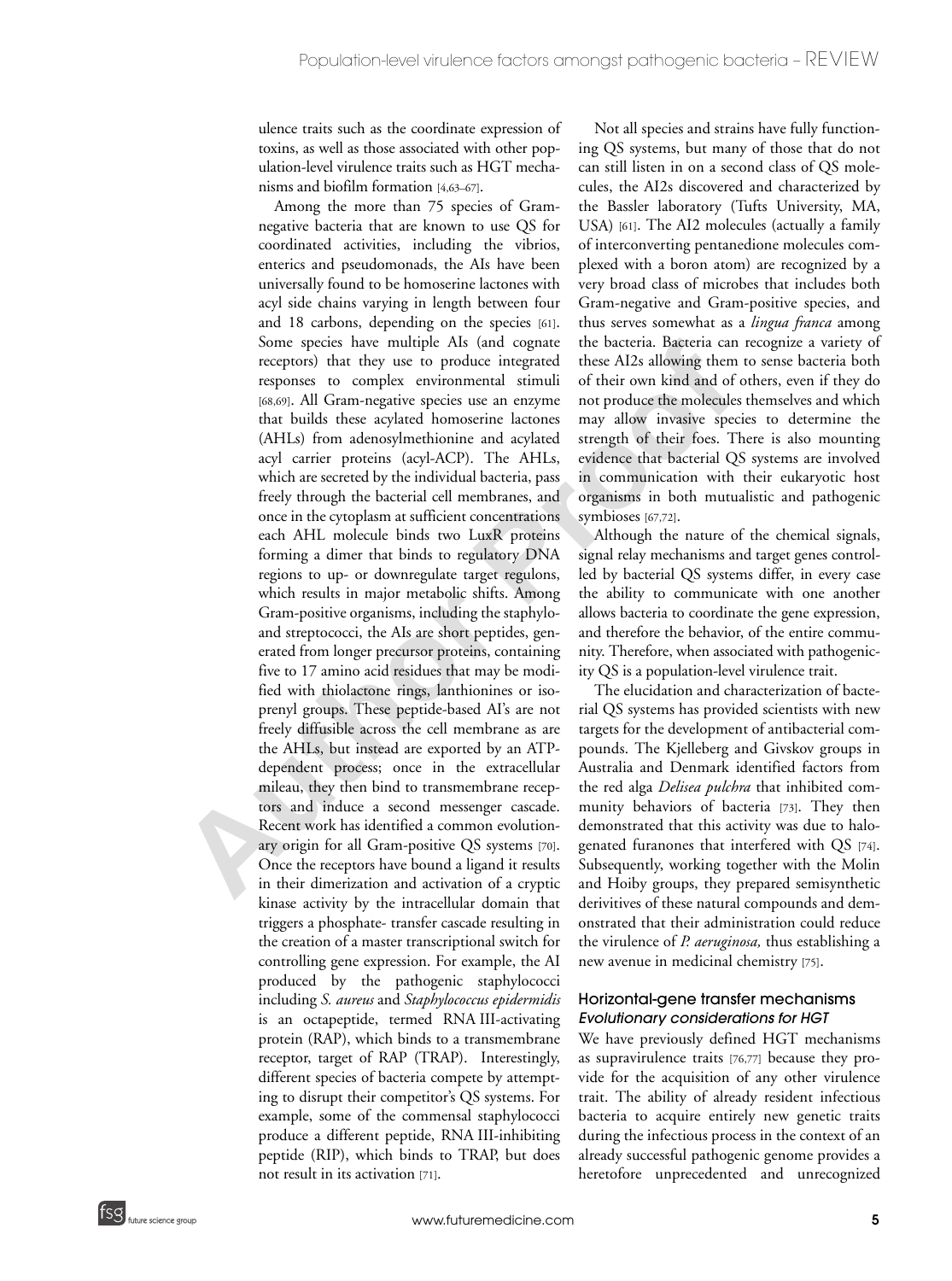ulence traits such as the coordinate expression of toxins, as well as those associated with other population-level virulence traits such as HGT mechanisms and biofilm formation [4,63–67].

Among the more than 75 species of Gram-negative bacteria that are known to use QS for coordinated activities, including the vibrios, enterics and pseudomonads, the AIs have been universally found to be homoserine lactones with acyl side chains varying in length between four and 18 carbons, depending on the species [61]. Some species have multiple AIs (and cognate receptors) that they use to produce integrated responses to complex environmental stimuli [68,69]. All Gram-negative species use an enzyme that builds these acylated homoserine lactones (AHLs) from adenosylmethionine and acylated acyl carrier proteins (acyl-ACP). The AHLs, which are secreted by the individual bacteria, pass freely through the bacterial cell membranes, and once in the cytoplasm at sufficient concentrations each AHL molecule binds two LuxR proteins forming a dimer that binds to regulatory DNA regions to up- or downregulate target regulons, which results in major metabolic shifts. Among Gram-positive organisms, including the staphylo- and streptococci, the AIs are short peptides, generated from longer precursor proteins, containing five to 17 amino acid residues that may be modified with thiolactone rings, lanthionines or isoprenyl groups. These peptide-based AI's are not freely diffusible across the cell membrane as are the AHLs, but instead are exported by an ATP-dependent process; once in the extracellular mileau, they then bind to transmembrane receptors and induce a second messenger cascade. Recent work has identified a common evolutionary origin for all Gram-positive QS systems [70]. Once the receptors have bound a ligand it results in their dimerization and activation of a cryptic kinase activity by the intracellular domain that triggers a phosphate- transfer cascade resulting in the creation of a master transcriptional switch for controlling gene expression. For example, the AI produced by the pathogenic staphylococci including *S. aureus* and *Staphylococcus epidermidis* is an octapeptide, termed RNA III-activating protein (RAP), which binds to a transmembrane receptor, target of RAP (TRAP). Interestingly, different species of bacteria compete by attempting to disrupt their competitor's QS systems. For example, some of the commensal staphylococci produce a different peptide, RNA III-inhibiting peptide (RIP), which binds to TRAP, but does not result in its activation [71].

Not all species and strains have fully functioning QS systems, but many of those that do not can still listen in on a second class of QS molecules, the AI2s discovered and characterized by the Bassler laboratory (Tufts University, MA, USA) [61]. The AI2 molecules (actually a family of interconverting pentanedione molecules complexed with a boron atom) are recognized by a very broad class of microbes that includes both Gram-negative and Gram-positive species, and thus serves somewhat as a *lingua franca* among the bacteria. Bacteria can recognize a variety of these AI2s allowing them to sense bacteria both of their own kind and of others, even if they do not produce the molecules themselves and which may allow invasive species to determine the strength of their foes. There is also mounting evidence that bacterial QS systems are involved in communication with their eukaryotic host organisms in both mutualistic and pathogenic symbioses [67,72].

Although the nature of the chemical signals, signal relay mechanisms and target genes controlled by bacterial QS systems differ, in every case the ability to communicate with one another allows bacteria to coordinate the gene expression, and therefore the behavior, of the entire community. Therefore, when associated with pathogenicity QS is a population-level virulence trait.

The elucidation and characterization of bacterial QS systems has provided scientists with new targets for the development of antibacterial compounds. The Kjelleberg and Givskov groups in Australia and Denmark identified factors from the red alga *Delisea pulchra* that inhibited community behaviors of bacteria [73]. They then demonstrated that this activity was due to halogenated furanones that interfered with QS [74]. Subsequently, working together with the Molin and Hoiby groups, they prepared semisynthetic derivitives of these natural compounds and demonstrated that their administration could reduce the virulence of *P. aeruginosa,* thus establishing a new avenue in medicinal chemistry [75].

## Horizontal-gene transfer mechanisms

### *Evolutionary considerations for HGT*

We have previously defined HGT mechanisms as supravirulence traits [76,77] because they provide for the acquisition of any other virulence trait. The ability of already resident infectious bacteria to acquire entirely new genetic traits during the infectious process in the context of an already successful pathogenic genome provides a heretofore unprecedented and unrecognized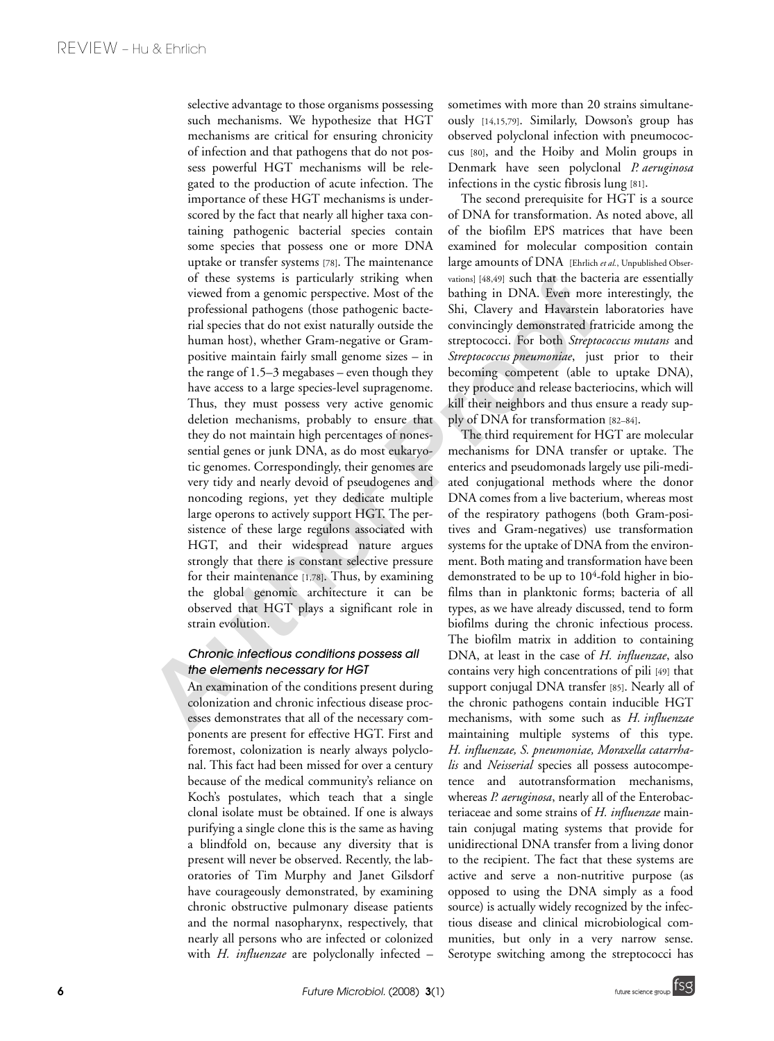selective advantage to those organisms possessing such mechanisms. We hypothesize that HGT mechanisms are critical for ensuring chronicity of infection and that pathogens that do not possess powerful HGT mechanisms will be relegated to the production of acute infection. The importance of these HGT mechanisms is underscored by the fact that nearly all higher taxa containing pathogenic bacterial species contain some species that possess one or more DNA uptake or transfer systems [78]. The maintenance of these systems is particularly striking when viewed from a genomic perspective. Most of the professional pathogens (those pathogenic bacterial species that do not exist naturally outside the human host), whether Gram-negative or Gram-positive maintain fairly small genome sizes – in the range of 1.5–3 megabases – even though they have access to a large species-level supragenome. Thus, they must possess very active genomic deletion mechanisms, probably to ensure that they do not maintain high percentages of nonessential genes or junk DNA, as do most eukaryotic genomes. Correspondingly, their genomes are very tidy and nearly devoid of pseudogenes and noncoding regions, yet they dedicate multiple large operons to actively support HGT. The persistence of these large regulons associated with HGT, and their widespread nature argues strongly that there is constant selective pressure for their maintenance [1,78]. Thus, by examining the global genomic architecture it can be observed that HGT plays a significant role in strain evolution.

### *Chronic infectious conditions possess all the elements necessary for HGT*

An examination of the conditions present during colonization and chronic infectious disease processes demonstrates that all of the necessary components are present for effective HGT. First and foremost, colonization is nearly always polyclonal. This fact had been missed for over a century because of the medical community's reliance on Koch's postulates, which teach that a single clonal isolate must be obtained. If one is always purifying a single clone this is the same as having a blindfold on, because any diversity that is present will never be observed. Recently, the laboratories of Tim Murphy and Janet Gilsdorf have courageously demonstrated, by examining chronic obstructive pulmonary disease patients and the normal nasopharynx, respectively, that nearly all persons who are infected or colonized with *H. influenzae* are polyclonally infected – sometimes with more than 20 strains simultaneously [14,15,79]. Similarly, Dowson's group has observed polyclonal infection with pneumococcus [80], and the Hoiby and Molin groups in Denmark have seen polyclonal *P. aeruginosa* infections in the cystic fibrosis lung [81].

The second prerequisite for HGT is a source of DNA for transformation. As noted above, all of the biofilm EPS matrices that have been examined for molecular composition contain large amounts of DNA [Ehrlich *et al.*, Unpublished Observations] [48,49] such that the bacteria are essentially bathing in DNA. Even more interestingly, the Shi, Clavery and Havarstein laboratories have convincingly demonstrated fratricide among the streptococci. For both *Streptococcus mutans* and *Streptococcus pneumoniae*, just prior to their becoming competent (able to uptake DNA), they produce and release bacteriocins, which will kill their neighbors and thus ensure a ready supply of DNA for transformation [82–84].

The third requirement for HGT are molecular mechanisms for DNA transfer or uptake. The enterics and pseudomonads largely use pili-mediated conjugational methods where the donor DNA comes from a live bacterium, whereas most of the respiratory pathogens (both Gram-positives and Gram-negatives) use transformation systems for the uptake of DNA from the environment. Both mating and transformation have been demonstrated to be up to $10^4$-fold higher in biofilms than in planktonic forms; bacteria of all types, as we have already discussed, tend to form biofilms during the chronic infectious process. The biofilm matrix in addition to containing DNA, at least in the case of *H. influenzae*, also contains very high concentrations of pili [49] that support conjugal DNA transfer [85]. Nearly all of the chronic pathogens contain inducible HGT mechanisms, with some such as *H. influenzae* maintaining multiple systems of this type. *H. influenzae, S. pneumoniae, Moraxella catarrhalis* and *Neisserial* species all possess autocompetence and autotransformation mechanisms, whereas *P. aeruginosa*, nearly all of the Enterobacteriaceae and some strains of *H. influenzae* maintain conjugal mating systems that provide for unidirectional DNA transfer from a living donor to the recipient. The fact that these systems are active and serve a non-nutritive purpose (as opposed to using the DNA simply as a food source) is actually widely recognized by the infectious disease and clinical microbiological communities, but only in a very narrow sense. Serotype switching among the streptococci has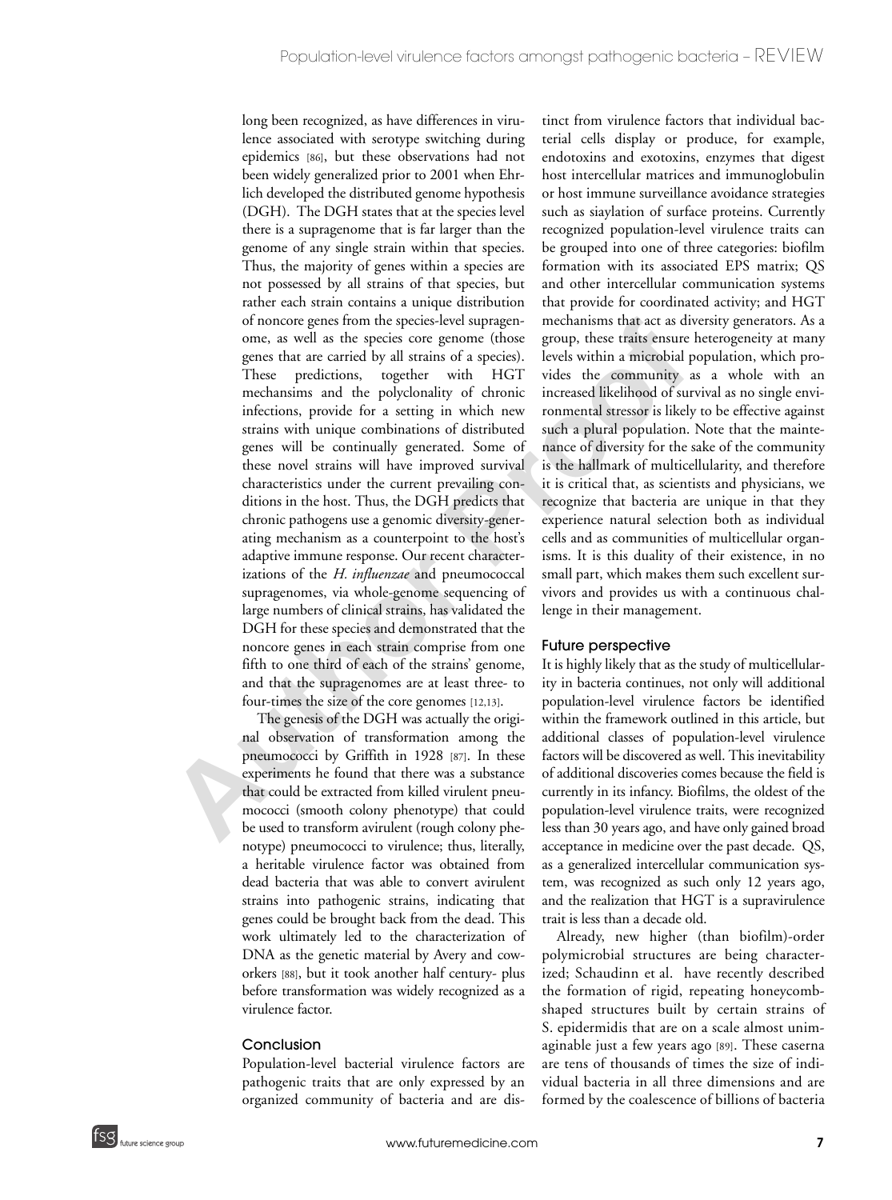long been recognized, as have differences in virulence associated with serotype switching during epidemics [86], but these observations had not been widely generalized prior to 2001 when Ehrlich developed the distributed genome hypothesis (DGH). The DGH states that at the species level there is a supragenome that is far larger than the genome of any single strain within that species. Thus, the majority of genes within a species are not possessed by all strains of that species, but rather each strain contains a unique distribution of noncore genes from the species-level supragenome, as well as the species core genome (those genes that are carried by all strains of a species). These predictions, together with HGT mechansims and the polyclonality of chronic infections, provide for a setting in which new strains with unique combinations of distributed genes will be continually generated. Some of these novel strains will have improved survival characteristics under the current prevailing conditions in the host. Thus, the DGH predicts that chronic pathogens use a genomic diversity-generating mechanism as a counterpoint to the host's adaptive immune response. Our recent characterizations of the *H. influenzae* and pneumococcal supragenomes, via whole-genome sequencing of large numbers of clinical strains, has validated the DGH for these species and demonstrated that the noncore genes in each strain comprise from one fifth to one third of each of the strains' genome, and that the supragenomes are at least three- to four-times the size of the core genomes [12,13].

The genesis of the DGH was actually the original observation of transformation among the pneumococci by Griffith in 1928 [87]. In these experiments he found that there was a substance that could be extracted from killed virulent pneumococci (smooth colony phenotype) that could be used to transform avirulent (rough colony phenotype) pneumococci to virulence; thus, literally, a heritable virulence factor was obtained from dead bacteria that was able to convert avirulent strains into pathogenic strains, indicating that genes could be brought back from the dead. This work ultimately led to the characterization of DNA as the genetic material by Avery and coworkers [88], but it took another half century- plus before transformation was widely recognized as a virulence factor.

## Conclusion

Population-level bacterial virulence factors are pathogenic traits that are only expressed by an organized community of bacteria and are distinct from virulence factors that individual bacterial cells display or produce, for example, endotoxins and exotoxins, enzymes that digest host intercellular matrices and immunoglobulin or host immune surveillance avoidance strategies such as siaylation of surface proteins. Currently recognized population-level virulence traits can be grouped into one of three categories: biofilm formation with its associated EPS matrix; QS and other intercellular communication systems that provide for coordinated activity; and HGT mechanisms that act as diversity generators. As a group, these traits ensure heterogeneity at many levels within a microbial population, which provides the community as a whole with an increased likelihood of survival as no single environmental stressor is likely to be effective against such a plural population. Note that the maintenance of diversity for the sake of the community is the hallmark of multicellularity, and therefore it is critical that, as scientists and physicians, we recognize that bacteria are unique in that they experience natural selection both as individual cells and as communities of multicellular organisms. It is this duality of their existence, in no small part, which makes them such excellent survivors and provides us with a continuous challenge in their management.

## Future perspective

It is highly likely that as the study of multicellularity in bacteria continues, not only will additional population-level virulence factors be identified within the framework outlined in this article, but additional classes of population-level virulence factors will be discovered as well. This inevitability of additional discoveries comes because the field is currently in its infancy. Biofilms, the oldest of the population-level virulence traits, were recognized less than 30 years ago, and have only gained broad acceptance in medicine over the past decade. QS, as a generalized intercellular communication system, was recognized as such only 12 years ago, and the realization that HGT is a supravirulence trait is less than a decade old.

Already, new higher (than biofilm)-order polymicrobial structures are being characterized; Schaudinn et al. have recently described the formation of rigid, repeating honeycomb-shaped structures built by certain strains of S. epidermidis that are on a scale almost unimaginable just a few years ago [89]. These caserna are tens of thousands of times the size of individual bacteria in all three dimensions and are formed by the coalescence of billions of bacteria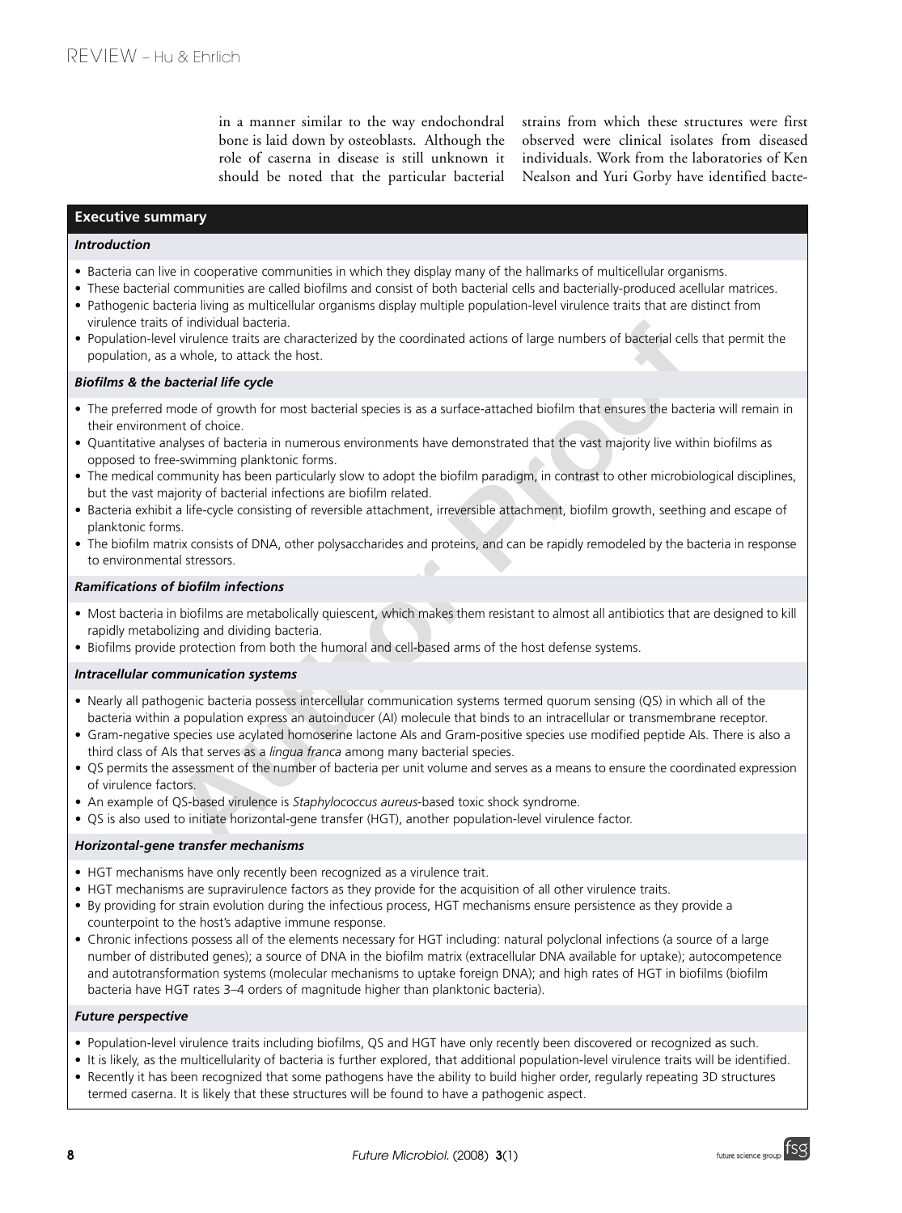in a manner similar to the way endochondral bone is laid down by osteoblasts. Although the role of caserna in disease is still unknown it should be noted that the particular bacterial strains from which these structures were first observed were clinical isolates from diseased individuals. Work from the laboratories of Ken Nealson and Yuri Gorby have identified bacte-

## Executive summary

### *Introduction*

- Bacteria can live in cooperative communities in which they display many of the hallmarks of multicellular organisms.
- These bacterial communities are called biofilms and consist of both bacterial cells and bacterially-produced acellular matrices.
- Pathogenic bacteria living as multicellular organisms display multiple population-level virulence traits that are distinct from virulence traits of individual bacteria.
- Population-level virulence traits are characterized by the coordinated actions of large numbers of bacterial cells that permit the population, as a whole, to attack the host.

### *Biofilms & the bacterial life cycle*

- The preferred mode of growth for most bacterial species is as a surface-attached biofilm that ensures the bacteria will remain in their environment of choice.
- Quantitative analyses of bacteria in numerous environments have demonstrated that the vast majority live within biofilms as opposed to free-swimming planktonic forms.
- The medical community has been particularly slow to adopt the biofilm paradigm, in contrast to other microbiological disciplines, but the vast majority of bacterial infections are biofilm related.
- Bacteria exhibit a life-cycle consisting of reversible attachment, irreversible attachment, biofilm growth, seething and escape of planktonic forms.
- The biofilm matrix consists of DNA, other polysaccharides and proteins, and can be rapidly remodeled by the bacteria in response to environmental stressors.

### *Ramifications of biofilm infections*

- Most bacteria in biofilms are metabolically quiescent, which makes them resistant to almost all antibiotics that are designed to kill rapidly metabolizing and dividing bacteria.
- Biofilms provide protection from both the humoral and cell-based arms of the host defense systems.

### *Intracellular communication systems*

- Nearly all pathogenic bacteria possess intercellular communication systems termed quorum sensing (QS) in which all of the bacteria within a population express an autoinducer (AI) molecule that binds to an intracellular or transmembrane receptor.
- Gram-negative species use acylated homoserine lactone AIs and Gram-positive species use modified peptide AIs. There is also a third class of AIs that serves as a *lingua franca* among many bacterial species.
- QS permits the assessment of the number of bacteria per unit volume and serves as a means to ensure the coordinated expression of virulence factors.
- An example of QS-based virulence is *Staphylococcus aureus*-based toxic shock syndrome.
- QS is also used to initiate horizontal-gene transfer (HGT), another population-level virulence factor.

### *Horizontal-gene transfer mechanisms*

- HGT mechanisms have only recently been recognized as a virulence trait.
- HGT mechanisms are supravirulence factors as they provide for the acquisition of all other virulence traits.
- By providing for strain evolution during the infectious process, HGT mechanisms ensure persistence as they provide a counterpoint to the host's adaptive immune response.
- Chronic infections possess all of the elements necessary for HGT including: natural polyclonal infections (a source of a large number of distributed genes); a source of DNA in the biofilm matrix (extracellular DNA available for uptake); autocompetence and autotransformation systems (molecular mechanisms to uptake foreign DNA); and high rates of HGT in biofilms (biofilm bacteria have HGT rates 3–4 orders of magnitude higher than planktonic bacteria).

### *Future perspective*

- Population-level virulence traits including biofilms, QS and HGT have only recently been discovered or recognized as such.
- It is likely, as the multicellularity of bacteria is further explored, that additional population-level virulence traits will be identified.
- Recently it has been recognized that some pathogens have the ability to build higher order, regularly repeating 3D structures termed caserna. It is likely that these structures will be found to have a pathogenic aspect.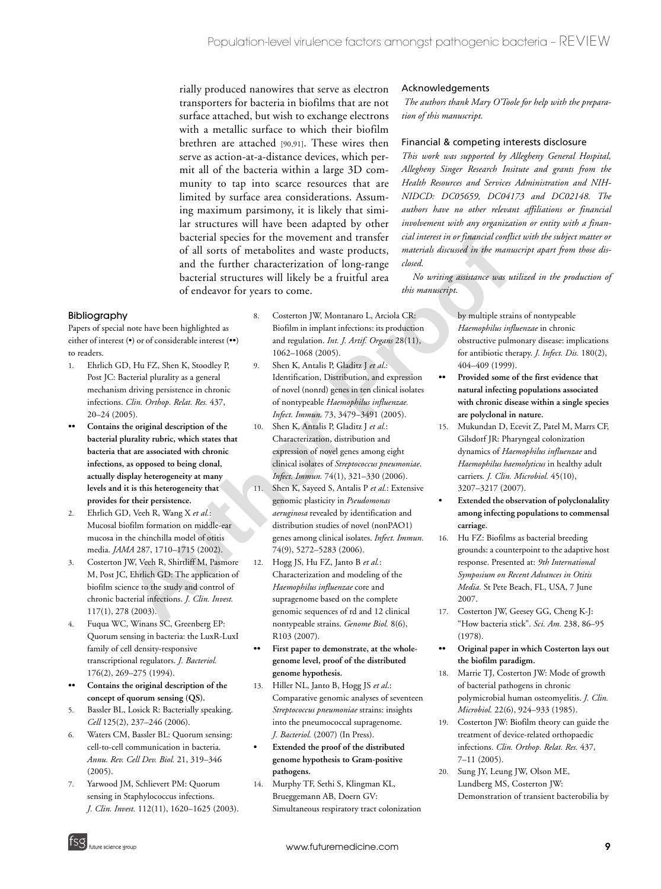rially produced nanowires that serve as electron transporters for bacteria in biofilms that are not surface attached, but wish to exchange electrons with a metallic surface to which their biofilm brethren are attached [90,91]. These wires then serve as action-at-a-distance devices, which permit all of the bacteria within a large 3D community to tap into scarce resources that are limited by surface area considerations. Assuming maximum parsimony, it is likely that similar structures will have been adapted by other bacterial species for the movement and transfer of all sorts of metabolites and waste products, and the further characterization of long-range bacterial structures will likely be a fruitful area of endeavor for years to come.

### Acknowledgements

*The authors thank Mary O'Toole for help with the preparation of this manuscript.*

### Financial & competing interests disclosure

*This work was supported by Allegheny General Hospital, Allegheny Singer Research Insitute and grants from the Health Resources and Services Administration and NIH-NIDCD: DC05659, DC04173 and DC02148. The authors have no other relevant affiliations or financial involvement with any organization or entity with a financial interest in or financial conflict with the subject matter or materials discussed in the manuscript apart from those disclosed.*

*No writing assistance was utilized in the production of this manuscript.*

### Bibliography

Papers of special note have been highlighted as either of interest (•) or of considerable interest (••) to readers.

1. Ehrlich GD, Hu FZ, Shen K, Stoodley P, Post JC: Bacterial plurality as a general mechanism driving persistence in chronic infections. *Clin. Orthop. Relat. Res.* 437, 20–24 (2005).
   - •• **Contains the original description of the bacterial plurality rubric, which states that bacteria that are associated with chronic infections, as opposed to being clonal, actually display heterogeneity at many levels and it is this heterogeneity that provides for their persistence.**
2. Ehrlich GD, Veeh R, Wang X *et al.*: Mucosal biofilm formation on middle-ear mucosa in the chinchilla model of otitis media. *JAMA* 287, 1710–1715 (2002).
3. Costerton JW, Veeh R, Shirtliff M, Pasmore M, Post JC, Ehrlich GD: The application of biofilm science to the study and control of chronic bacterial infections. *J. Clin. Invest.* 117(1), 278 (2003).
4. Fuqua WC, Winans SC, Greenberg EP: Quorum sensing in bacteria: the LuxR-LuxI family of cell density-responsive transcriptional regulators. *J. Bacteriol.* 176(2), 269–275 (1994).
   - •• **Contains the original description of the concept of quorum sensing (QS).**
5. Bassler BL, Losick R: Bacterially speaking. *Cell* 125(2), 237–246 (2006).
6. Waters CM, Bassler BL: Quorum sensing: cell-to-cell communication in bacteria. *Annu. Rev. Cell Dev. Biol.* 21, 319–346 (2005).
7. Yarwood JM, Schlievert PM: Quorum sensing in Staphylococcus infections. *J. Clin. Invest.* 112(11), 1620–1625 (2003).
8. Costerton JW, Montanaro L, Arciola CR: Biofilm in implant infections: its production and regulation. *Int. J. Artif. Organs* 28(11), 1062–1068 (2005).
9. Shen K, Antalis P, Gladitz J *et al.*: Identification, Distribution, and expression of novel (nonrd) genes in ten clinical isolates of nontypeable *Haemophilus influenzae*. *Infect. Immun.* 73, 3479–3491 (2005).
10. Shen K, Antalis P, Gladitz J *et al.*: Characterization, distribution and expression of novel genes among eight clinical isolates of *Streptococcus pneumoniae*. *Infect. Immun.* 74(1), 321–330 (2006).
11. Shen K, Sayeed S, Antalis P *et al.*: Extensive genomic plasticity in *Pseudomonas aeruginosa* revealed by identification and distribution studies of novel (nonPAO1) genes among clinical isolates. *Infect. Immun.* 74(9), 5272–5283 (2006).
12. Hogg JS, Hu FZ, Janto B *et al.*: Characterization and modeling of the *Haemophilus influenzae* core and supragenome based on the complete genomic sequences of rd and 12 clinical nontypeable strains. *Genome Biol.* 8(6), R103 (2007).
    - •• **First paper to demonstrate, at the whole-genome level, proof of the distributed genome hypothesis.**
13. Hiller NL, Janto B, Hogg JS *et al.*: Comparative genomic analyses of seventeen *Streptococcus pneumoniae* strains: insights into the pneumococcal supragenome. *J. Bacteriol.* (2007) (In Press).
    - • **Extended the proof of the distributed genome hypothesis to Gram-positive pathogens.**
14. Murphy TF, Sethi S, Klingman KL, Brueggemann AB, Doern GV: Simultaneous respiratory tract colonization by multiple strains of nontypeable *Haemophilus influenzae* in chronic obstructive pulmonary disease: implications for antibiotic therapy. *J. Infect. Dis.* 180(2), 404–409 (1999).
    - •• **Provided some of the first evidence that natural infecting populations associated with chronic disease within a single species are polyclonal in nature.**
15. Mukundan D, Ecevit Z, Patel M, Marrs CF, Gilsdorf JR: Pharyngeal colonization dynamics of *Haemophilus influenzae* and *Haemophilus haemolyticus* in healthy adult carriers. *J. Clin. Microbiol.* 45(10), 3207–3217 (2007).
    - • **Extended the observation of polyclonalality among infecting populations to commensal carriage.**
16. Hu FZ: Biofilms as bacterial breeding grounds: a counterpoint to the adaptive host response. Presented at: *9th International Symposium on Recent Advances in Otitis Media.* St Pete Beach, FL, USA, 7 June 2007.
17. Costerton JW, Geesey GG, Cheng K-J: "How bacteria stick". *Sci. Am.* 238, 86–95 (1978).
    - •• **Original paper in which Costerton lays out the biofilm paradigm.**
18. Marrie TJ, Costerton JW: Mode of growth of bacterial pathogens in chronic polymicrobial human osteomyelitis. *J. Clin. Microbiol.* 22(6), 924–933 (1985).
19. Costerton JW: Biofilm theory can guide the treatment of device-related orthopaedic infections. *Clin. Orthop. Relat. Res.* 437, 7–11 (2005).
20. Sung JY, Leung JW, Olson ME, Lundberg MS, Costerton JW: Demonstration of transient bacterobilia by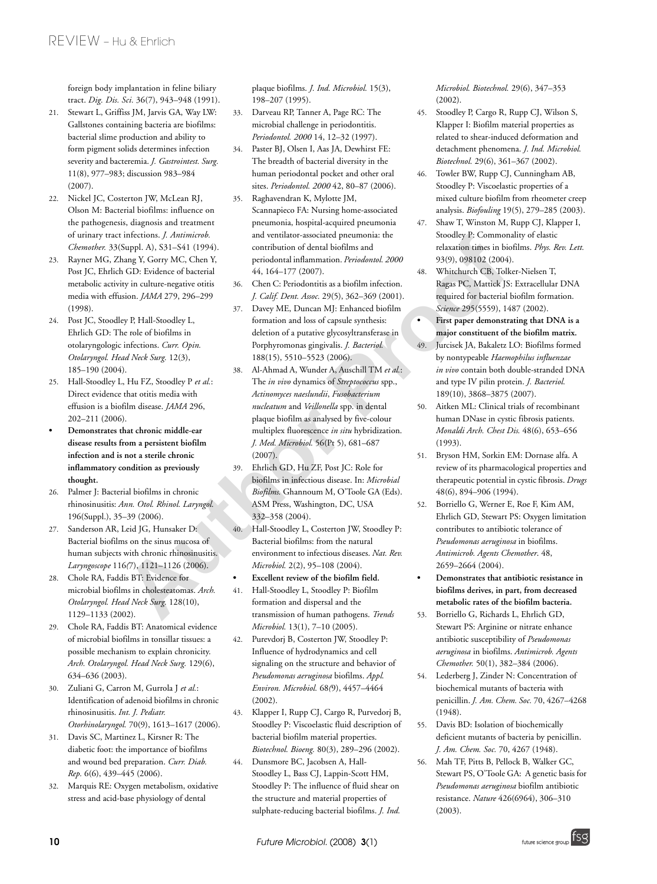foreign body implantation in feline biliary tract. *Dig. Dis. Sci.* 36(7), 943–948 (1991).

21. Stewart L, Griffiss JM, Jarvis GA, Way LW: Gallstones containing bacteria are biofilms: bacterial slime production and ability to form pigment solids determines infection severity and bacteremia. *J. Gastrointest. Surg.* 11(8), 977–983; discussion 983–984 (2007).
22. Nickel JC, Costerton JW, McLean RJ, Olson M: Bacterial biofilms: influence on the pathogenesis, diagnosis and treatment of urinary tract infections. *J. Antimicrob. Chemother.* 33(Suppl. A), S31–S41 (1994).
23. Rayner MG, Zhang Y, Gorry MC, Chen Y, Post JC, Ehrlich GD: Evidence of bacterial metabolic activity in culture-negative otitis media with effusion. *JAMA* 279, 296–299 (1998).
24. Post JC, Stoodley P, Hall-Stoodley L, Ehrlich GD: The role of biofilms in otolaryngologic infections. *Curr. Opin. Otolaryngol. Head Neck Surg.* 12(3), 185–190 (2004).
25. Hall-Stoodley L, Hu FZ, Stoodley P *et al.*: Direct evidence that otitis media with effusion is a biofilm disease. *JAMA* 296, 202–211 (2006).
   - **Demonstrates that chronic middle-ear disease results from a persistent biofilm infection and is not a sterile chronic inflammatory condition as previously thought.**
26. Palmer J: Bacterial biofilms in chronic rhinosinusitis: *Ann. Otol. Rhinol. Laryngol.* 196(Suppl.), 35–39 (2006).
27. Sanderson AR, Leid JG, Hunsaker D: Bacterial biofilms on the sinus mucosa of human subjects with chronic rhinosinusitis. *Laryngoscope* 116(7), 1121–1126 (2006).
28. Chole RA, Faddis BT: Evidence for microbial biofilms in cholesteatomas. *Arch. Otolaryngol. Head Neck Surg.* 128(10), 1129–1133 (2002).
29. Chole RA, Faddis BT: Anatomical evidence of microbial biofilms in tonsillar tissues: a possible mechanism to explain chronicity. *Arch. Otolaryngol. Head Neck Surg.* 129(6), 634–636 (2003).
30. Zuliani G, Carron M, Gurrola J *et al.*: Identification of adenoid biofilms in chronic rhinosinusitis. *Int. J. Pediatr. Otorhinolaryngol.* 70(9), 1613–1617 (2006).
31. Davis SC, Martinez L, Kirsner R: The diabetic foot: the importance of biofilms and wound bed preparation. *Curr. Diab. Rep.* 6(6), 439–445 (2006).
32. Marquis RE: Oxygen metabolism, oxidative stress and acid-base physiology of dental plaque biofilms. *J. Ind. Microbiol.* 15(3), 198–207 (1995).
33. Darveau RP, Tanner A, Page RC: The microbial challenge in periodontitis. *Periodontol. 2000* 14, 12–32 (1997).
34. Paster BJ, Olsen I, Aas JA, Dewhirst FE: The breadth of bacterial diversity in the human periodontal pocket and other oral sites. *Periodontol. 2000* 42, 80–87 (2006).
35. Raghavendran K, Mylotte JM, Scannapieco FA: Nursing home-associated pneumonia, hospital-acquired pneumonia and ventilator-associated pneumonia: the contribution of dental biofilms and periodontal inflammation. *Periodontol. 2000* 44, 164–177 (2007).
36. Chen C: Periodontitis as a biofilm infection. *J. Calif. Dent. Assoc.* 29(5), 362–369 (2001).
37. Davey ME, Duncan MJ: Enhanced biofilm formation and loss of capsule synthesis: deletion of a putative glycosyltransferase in Porphyromonas gingivalis. *J. Bacteriol.* 188(15), 5510–5523 (2006).
38. Al-Ahmad A, Wunder A, Auschill TM *et al.*: The *in vivo* dynamics of *Streptococcus* spp., *Actinomyces naeslundii*, *Fusobacterium nucleatum* and *Veillonella* spp. in dental plaque biofilm as analysed by five-colour multiplex fluorescence *in situ* hybridization. *J. Med. Microbiol.* 56(Pt 5), 681–687 (2007).
39. Ehrlich GD, Hu ZF, Post JC: Role for biofilms in infectious disease. In: *Microbial Biofilms.* Ghannoum M, O'Toole GA (Eds). ASM Press, Washington, DC, USA 332–358 (2004).
40. Hall-Stoodley L, Costerton JW, Stoodley P: Bacterial biofilms: from the natural environment to infectious diseases. *Nat. Rev. Microbiol.* 2(2), 95–108 (2004).
   - **Excellent review of the biofilm field.**
41. Hall-Stoodley L, Stoodley P: Biofilm formation and dispersal and the transmission of human pathogens. *Trends Microbiol.* 13(1), 7–10 (2005).
42. Purevdorj B, Costerton JW, Stoodley P: Influence of hydrodynamics and cell signaling on the structure and behavior of *Pseudomonas aeruginosa* biofilms. *Appl. Environ. Microbiol.* 68(9), 4457–4464 (2002).
43. Klapper I, Rupp CJ, Cargo R, Purvedorj B, Stoodley P: Viscoelastic fluid description of bacterial biofilm material properties. *Biotechnol. Bioeng.* 80(3), 289–296 (2002).
44. Dunsmore BC, Jacobsen A, Hall-Stoodley L, Bass CJ, Lappin-Scott HM, Stoodley P: The influence of fluid shear on the structure and material properties of sulphate-reducing bacterial biofilms. *J. Ind. Microbiol. Biotechnol.* 29(6), 347–353 (2002).
45. Stoodley P, Cargo R, Rupp CJ, Wilson S, Klapper I: Biofilm material properties as related to shear-induced deformation and detachment phenomena. *J. Ind. Microbiol. Biotechnol.* 29(6), 361–367 (2002).
46. Towler BW, Rupp CJ, Cunningham AB, Stoodley P: Viscoelastic properties of a mixed culture biofilm from rheometer creep analysis. *Biofouling* 19(5), 279–285 (2003).
47. Shaw T, Winston M, Rupp CJ, Klapper I, Stoodley P: Commonality of elastic relaxation times in biofilms. *Phys. Rev. Lett.* 93(9), 098102 (2004).
48. Whitchurch CB, Tolker-Nielsen T, Ragas PC, Mattick JS: Extracellular DNA required for bacterial biofilm formation. *Science* 295(5559), 1487 (2002).
   - **First paper demonstrating that DNA is a major constituent of the biofilm matrix.**
49. Jurcisek JA, Bakaletz LO: Biofilms formed by nontypeable *Haemophilus influenzae in vivo* contain both double-stranded DNA and type IV pilin protein. *J. Bacteriol.* 189(10), 3868–3875 (2007).
50. Aitken ML: Clinical trials of recombinant human DNase in cystic fibrosis patients. *Monaldi Arch. Chest Dis.* 48(6), 653–656 (1993).
51. Bryson HM, Sorkin EM: Dornase alfa. A review of its pharmacological properties and therapeutic potential in cystic fibrosis. *Drugs* 48(6), 894–906 (1994).
52. Borriello G, Werner E, Roe F, Kim AM, Ehrlich GD, Stewart PS: Oxygen limitation contributes to antibiotic tolerance of *Pseudomonas aeruginosa* in biofilms. *Antimicrob. Agents Chemother*. 48, 2659–2664 (2004).
   - **Demonstrates that antibiotic resistance in biofilms derives, in part, from decreased metabolic rates of the biofilm bacteria.**
53. Borriello G, Richards L, Ehrlich GD, Stewart PS: Arginine or nitrate enhance antibiotic susceptibility of *Pseudomonas aeruginosa* in biofilms. *Antimicrob. Agents Chemother.* 50(1), 382–384 (2006).
54. Lederberg J, Zinder N: Concentration of biochemical mutants of bacteria with penicillin. *J. Am. Chem. Soc.* 70, 4267–4268 (1948).
55. Davis BD: Isolation of biochemically deficient mutants of bacteria by penicillin. *J. Am. Chem. Soc.* 70, 4267 (1948).
56. Mah TF, Pitts B, Pellock B, Walker GC, Stewart PS, O'Toole GA: A genetic basis for *Pseudomonas aeruginosa* biofilm antibiotic resistance. *Nature* 426(6964), 306–310 (2003).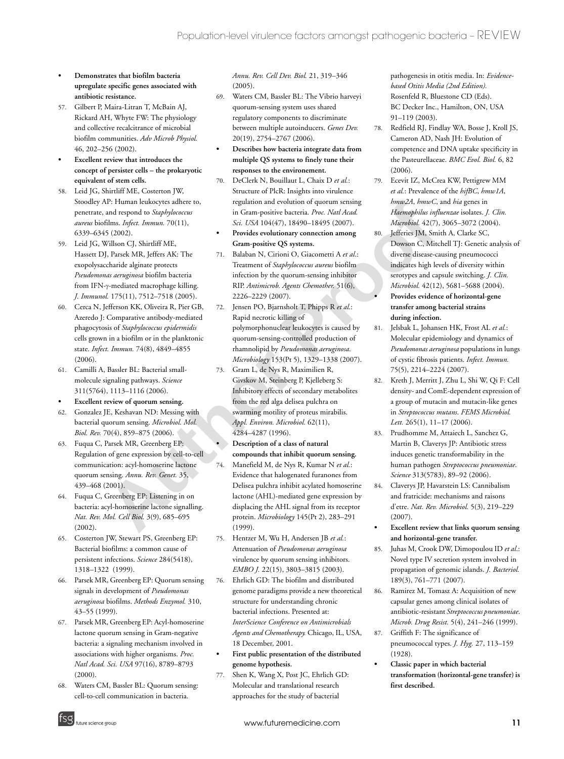- **Demonstrates that biofilm bacteria upregulate specific genes associated with antibiotic resistance.**

57. Gilbert P, Maira-Litran T, McBain AJ, Rickard AH, Whyte FW: The physiology and collective recalcitrance of microbial biofilm communities. *Adv Microb Physiol.* 46, 202–256 (2002).

- **Excellent review that introduces the concept of persister cells – the prokaryotic equivalent of stem cells.**

58. Leid JG, Shirtliff ME, Costerton JW, Stoodley AP: Human leukocytes adhere to, penetrate, and respond to *Staphylococcus aureus* biofilms. *Infect. Immun.* 70(11), 6339–6345 (2002).
59. Leid JG, Willson CJ, Shirtliff ME, Hassett DJ, Parsek MR, Jeffers AK: The exopolysaccharide alginate protects *Pseudomonas aeruginosa* biofilm bacteria from IFN-γ-mediated macrophage killing. *J. Immunol.* 175(11), 7512–7518 (2005).
60. Cerca N, Jefferson KK, Oliveira R, Pier GB, Azeredo J: Comparative antibody-mediated phagocytosis of *Staphylococcus epidermidis* cells grown in a biofilm or in the planktonic state. *Infect. Immun.* 74(8), 4849–4855 (2006).
61. Camilli A, Bassler BL: Bacterial small-molecule signaling pathways. *Science* 311(5764), 1113–1116 (2006).

- **Excellent review of quorum sensing.**

62. Gonzalez JE, Keshavan ND: Messing with bacterial quorum sensing. *Microbiol. Mol. Biol. Rev.* 70(4), 859–875 (2006).
63. Fuqua C, Parsek MR, Greenberg EP: Regulation of gene expression by cell-to-cell communication: acyl-homoserine lactone quorum sensing. *Annu. Rev. Genet.* 35, 439–468 (2001).
64. Fuqua C, Greenberg EP: Listening in on bacteria: acyl-homoserine lactone signalling. *Nat. Rev. Mol. Cell Biol.* 3(9), 685–695 (2002).
65. Costerton JW, Stewart PS, Greenberg EP: Bacterial biofilms: a common cause of persistent infections. *Science* 284(5418), 1318–1322 (1999).
66. Parsek MR, Greenberg EP: Quorum sensing signals in development of *Pseudomonas aeruginosa* biofilms. *Methods Enzymol.* 310, 43–55 (1999).
67. Parsek MR, Greenberg EP: Acyl-homoserine lactone quorum sensing in Gram-negative bacteria: a signaling mechanism involved in associations with higher organisms. *Proc. Natl Acad. Sci. USA* 97(16), 8789–8793 (2000).
68. Waters CM, Bassler BL: Quorum sensing: cell-to-cell communication in bacteria. *Annu. Rev. Cell Dev. Biol.* 21, 319–346 (2005).
69. Waters CM, Bassler BL: The Vibrio harveyi quorum-sensing system uses shared regulatory components to discriminate between multiple autoinducers. *Genes Dev.* 20(19), 2754–2767 (2006).

- **Describes how bacteria integrate data from multiple QS systems to finely tune their responses to the environement.**

70. DeClerk N, Bouillaut L, Chaix D *et al.*: Structure of PlcR: Insights into virulence regulation and evolution of quorum sensing in Gram-positive bacteria. *Proc. Natl Acad. Sci. USA* 104(47), 18490–18495 (2007).

- **Provides evolutionary connection among Gram-positive QS systems.**

71. Balaban N, Cirioni O, Giacometti A *et al.*: Treatment of *Staphylococcus aureus* biofilm infection by the quorum-sensing inhibitor RIP. *Antimicrob. Agents Chemother.* 51(6), 2226–2229 (2007).
72. Jensen PO, Bjarnsholt T, Phipps R *et al.*: Rapid necrotic killing of polymorphonuclear leukocytes is caused by quorum-sensing-controlled production of rhamnolipid by *Pseudomonas aeruginosa*. *Microbiology* 153(Pt 5), 1329–1338 (2007).
73. Gram L, de Nys R, Maximilien R, Givskov M, Steinberg P, Kjelleberg S: Inhibitory effects of secondary metabolites from the red alga delisea pulchra on swarming motility of proteus mirabilis. *Appl. Environ. Microbiol.* 62(11), 4284–4287 (1996).

- **Description of a class of natural compounds that inhibit quorum sensing.**

74. Manefield M, de Nys R, Kumar N *et al.*: Evidence that halogenated furanones from Delisea pulchra inhibit acylated homoserine lactone (AHL)-mediated gene expression by displacing the AHL signal from its receptor protein. *Microbiology* 145(Pt 2), 283–291 (1999).
75. Hentzer M, Wu H, Andersen JB *et al.*: Attenuation of *Pseudomonas aeruginosa* virulence by quorum sensing inhibitors. *EMBO J.* 22(15), 3803–3815 (2003).
76. Ehrlich GD: The biofilm and distributed genome paradigms provide a new theoretical structure for understanding chronic bacterial infections. Presented at: *InterScience Conference on Antimicrobials Agents and Chemotherapy.* Chicago, IL, USA, 18 December, 2001.

- **First public presentation of the distributed genome hypothesis.**

77. Shen K, Wang X, Post JC, Ehrlich GD: Molecular and translational research approaches for the study of bacterial pathogenesis in otitis media. In: *Evidence-based Otitis Media (2nd Edition).* Rosenfeld R, Bluestone CD (Eds). BC Decker Inc., Hamilton, ON, USA 91–119 (2003).
78. Redfield RJ, Findlay WA, Bosse J, Kroll JS, Cameron AD, Nash JH: Evolution of competence and DNA uptake specificity in the Pasteurellaceae. *BMC Evol. Biol.* 6, 82 (2006).
79. Ecevit IZ, McCrea KW, Pettigrew MM *et al.*: Prevalence of the *hifBC*, *hmw1A*, *hmw2A*, *hmwC*, and *hia* genes in *Haemophilus influenzae* isolates. *J. Clin. Microbiol.* 42(7), 3065–3072 (2004).
80. Jefferies JM, Smith A, Clarke SC, Dowson C, Mitchell TJ: Genetic analysis of diverse disease-causing pneumococci indicates high levels of diversity within serotypes and capsule switching. *J. Clin. Microbiol.* 42(12), 5681–5688 (2004).

- **Provides evidence of horizontal-gene transfer among bacterial strains during infection.**

81. Jelsbak L, Johansen HK, Frost AL *et al.*: Molecular epidemiology and dynamics of *Pseudomonas aeruginosa* populations in lungs of cystic fibrosis patients. *Infect. Immun.* 75(5), 2214–2224 (2007).
82. Kreth J, Merritt J, Zhu L, Shi W, Qi F: Cell density- and ComE-dependent expression of a group of mutacin and mutacin-like genes in *Streptococcus mutans*. *FEMS Microbiol. Lett.* 265(1), 11–17 (2006).
83. Prudhomme M, Attaiech L, Sanchez G, Martin B, Claverys JP: Antibiotic stress induces genetic transformability in the human pathogen *Streptococcus pneumoniae*. *Science* 313(5783), 89–92 (2006).
84. Claverys JP, Havarstein LS: Cannibalism and fratricide: mechanisms and raisons d'etre. *Nat. Rev. Microbiol.* 5(3), 219–229 (2007).

- **Excellent review that links quorum sensing and horizontal-gene transfer.**

85. Juhas M, Crook DW, Dimopoulou ID *et al.*: Novel type IV secretion system involved in propagation of genomic islands. *J. Bacteriol.* 189(3), 761–771 (2007).
86. Ramirez M, Tomasz A: Acquisition of new capsular genes among clinical isolates of antibiotic-resistant *Streptococcus pneumoniae*. *Microb. Drug Resist.* 5(4), 241–246 (1999).
87. Griffith F: The significance of pneumococcal types. *J. Hyg.* 27, 113–159 (1928).

- **Classic paper in which bacterial transformation (horizontal-gene transfer) is first described.**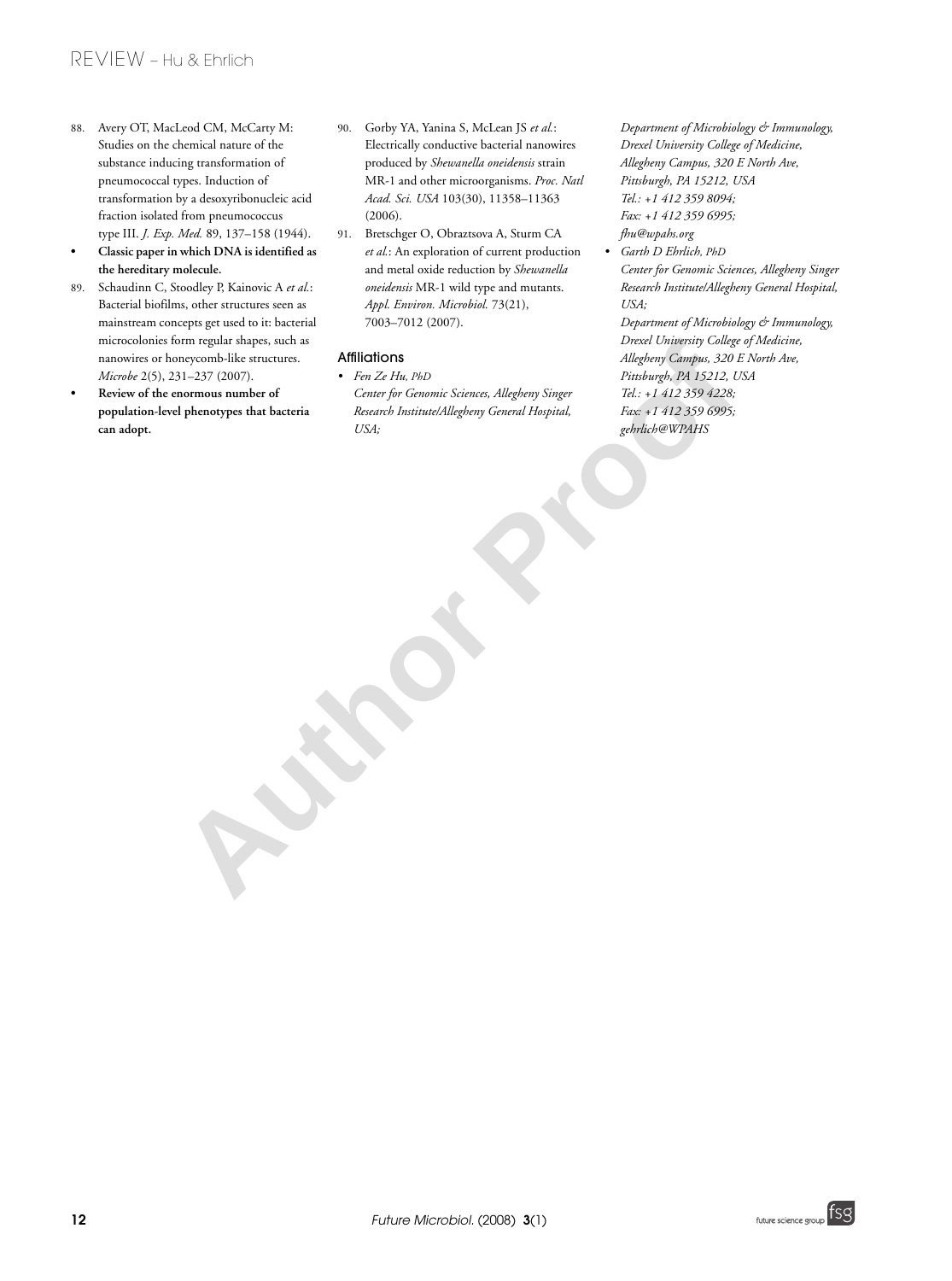88. Avery OT, MacLeod CM, McCarty M: Studies on the chemical nature of the substance inducing transformation of pneumococcal types. Induction of transformation by a desoxyribonucleic acid fraction isolated from pneumococcus type III. *J. Exp. Med.* 89, 137–158 (1944).

- **Classic paper in which DNA is identified as the hereditary molecule.**

89. Schaudinn C, Stoodley P, Kainovic A *et al.*: Bacterial biofilms, other structures seen as mainstream concepts get used to it: bacterial microcolonies form regular shapes, such as nanowires or honeycomb-like structures. *Microbe* 2(5), 231–237 (2007).

- **Review of the enormous number of population-level phenotypes that bacteria can adopt.**

90. Gorby YA, Yanina S, McLean JS *et al.*: Electrically conductive bacterial nanowires produced by *Shewanella oneidensis* strain MR-1 and other microorganisms. *Proc. Natl Acad. Sci. USA* 103(30), 11358–11363 (2006).

91. Bretschger O, Obraztsova A, Sturm CA *et al.*: An exploration of current production and metal oxide reduction by *Shewanella oneidensis* MR-1 wild type and mutants. *Appl. Environ. Microbiol.* 73(21), 7003–7012 (2007).

## Affiliations

- *Fen Ze Hu, PhD*
  *Center for Genomic Sciences, Allegheny Singer Research Institute/Allegheny General Hospital, USA;*
  *Department of Microbiology & Immunology, Drexel University College of Medicine, Allegheny Campus, 320 E North Ave, Pittsburgh, PA 15212, USA*
  *Tel.: +1 412 359 8094;*
  *Fax: +1 412 359 6995;*
  *fhu@wpahs.org*

- *Garth D Ehrlich, PhD*
  *Center for Genomic Sciences, Allegheny Singer Research Institute/Allegheny General Hospital, USA;*
  *Department of Microbiology & Immunology, Drexel University College of Medicine, Allegheny Campus, 320 E North Ave, Pittsburgh, PA 15212, USA*
  *Tel.: +1 412 359 4228;*
  *Fax: +1 412 359 6995;*
  *gehrlich@WPAHS*